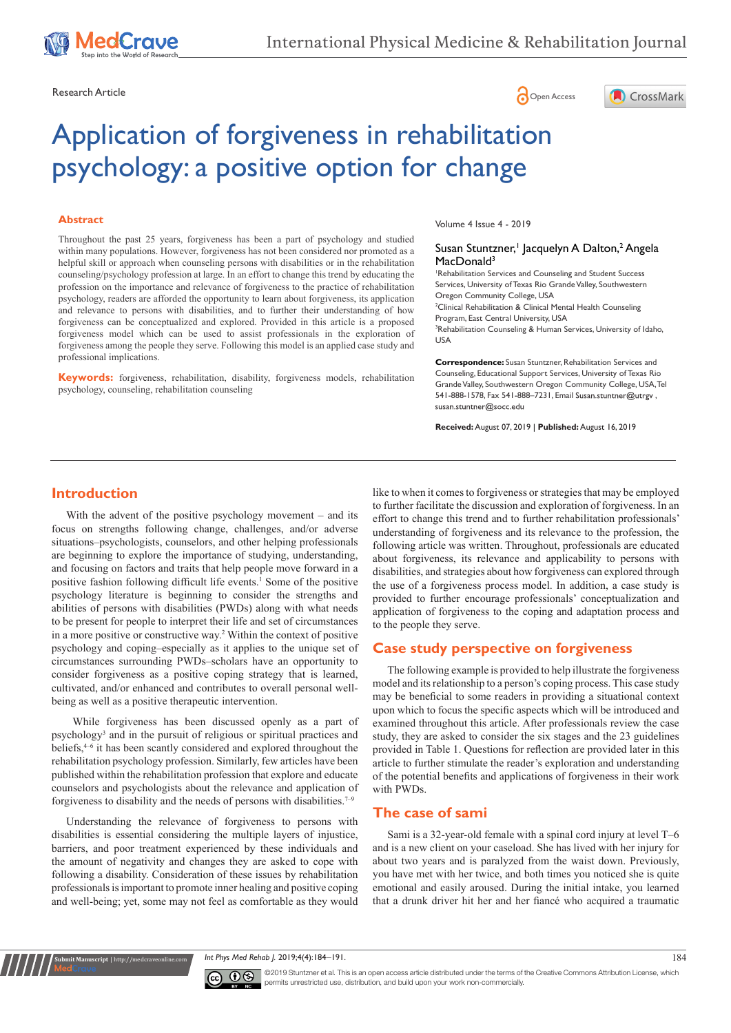Research Article

Open Access

# Application of forgiveness in rehabilitation psychology: a positive option for change

## Abstract

Throughout the past 25 years, forgiveness has been a part of psychology and studied within many populations. However, forgiveness has not been considered nor promoted as a helpful skill or approach when counseling persons with disabilities or in the rehabilitation counseling/psychology profession at large. In an effort to change this trend by educating the profession on the importance and relevance of forgiveness to the practice of rehabilitation psychology, readers are afforded the opportunity to learn about forgiveness, its application and relevance to persons with disabilities, and to further their understanding of how forgiveness can be conceptualized and explored. Provided in this article is a proposed forgiveness model which can be used to assist professionals in the exploration of forgiveness among the people they serve. Following this model is an applied case study and professional implications.

**Keywords:** forgiveness, rehabilitation, disability, forgiveness models, rehabilitation psychology, counseling, rehabilitation counseling

Volume 4 Issue 4 - 2019

Susan Stuntzner,[1] Jacquelyn A Dalton,[2] Angela MacDonald[3]

[1]Rehabilitation Services and Counseling and Student Success Services, University of Texas Rio Grande Valley, Southwestern Oregon Community College, USA
[2]Clinical Rehabilitation & Clinical Mental Health Counseling Program, East Central University, USA
[3]Rehabilitation Counseling & Human Services, University of Idaho, USA

**Correspondence:** Susan Stuntzner, Rehabilitation Services and Counseling, Educational Support Services, University of Texas Rio Grande Valley, Southwestern Oregon Community College, USA, Tel 541-888-1578, Fax 541-888–7231, Email Susan.stuntner@utrgv , susan.stuntner@socc.edu

**Received:** August 07, 2019 | **Published:** August 16, 2019

## Introduction

With the advent of the positive psychology movement – and its focus on strengths following change, challenges, and/or adverse situations–psychologists, counselors, and other helping professionals are beginning to explore the importance of studying, understanding, and focusing on factors and traits that help people move forward in a positive fashion following difficult life events.[1] Some of the positive psychology literature is beginning to consider the strengths and abilities of persons with disabilities (PWDs) along with what needs to be present for people to interpret their life and set of circumstances in a more positive or constructive way.[2] Within the context of positive psychology and coping–especially as it applies to the unique set of circumstances surrounding PWDs–scholars have an opportunity to consider forgiveness as a positive coping strategy that is learned, cultivated, and/or enhanced and contributes to overall personal well-being as well as a positive therapeutic intervention.

While forgiveness has been discussed openly as a part of psychology[3] and in the pursuit of religious or spiritual practices and beliefs,[4–6] it has been scantly considered and explored throughout the rehabilitation psychology profession. Similarly, few articles have been published within the rehabilitation profession that explore and educate counselors and psychologists about the relevance and application of forgiveness to disability and the needs of persons with disabilities.[7–9]

Understanding the relevance of forgiveness to persons with disabilities is essential considering the multiple layers of injustice, barriers, and poor treatment experienced by these individuals and the amount of negativity and changes they are asked to cope with following a disability. Consideration of these issues by rehabilitation professionals is important to promote inner healing and positive coping and well-being; yet, some may not feel as comfortable as they would like to when it comes to forgiveness or strategies that may be employed to further facilitate the discussion and exploration of forgiveness. In an effort to change this trend and to further rehabilitation professionals' understanding of forgiveness and its relevance to the profession, the following article was written. Throughout, professionals are educated about forgiveness, its relevance and applicability to persons with disabilities, and strategies about how forgiveness can explored through the use of a forgiveness process model. In addition, a case study is provided to further encourage professionals' conceptualization and application of forgiveness to the coping and adaptation process and to the people they serve.

## Case study perspective on forgiveness

The following example is provided to help illustrate the forgiveness model and its relationship to a person's coping process. This case study may be beneficial to some readers in providing a situational context upon which to focus the specific aspects which will be introduced and examined throughout this article. After professionals review the case study, they are asked to consider the six stages and the 23 guidelines provided in Table 1. Questions for reflection are provided later in this article to further stimulate the reader's exploration and understanding of the potential benefits and applications of forgiveness in their work with PWDs.

## The case of sami

Sami is a 32-year-old female with a spinal cord injury at level T–6 and is a new client on your caseload. She has lived with her injury for about two years and is paralyzed from the waist down. Previously, you have met with her twice, and both times you noticed she is quite emotional and easily aroused. During the initial intake, you learned that a drunk driver hit her and her fiancé who acquired a traumatic

©2019 Stuntzner et al. This is an open access article distributed under the terms of the Creative Commons Attribution License, which permits unrestricted use, distribution, and build upon your work non-commercially.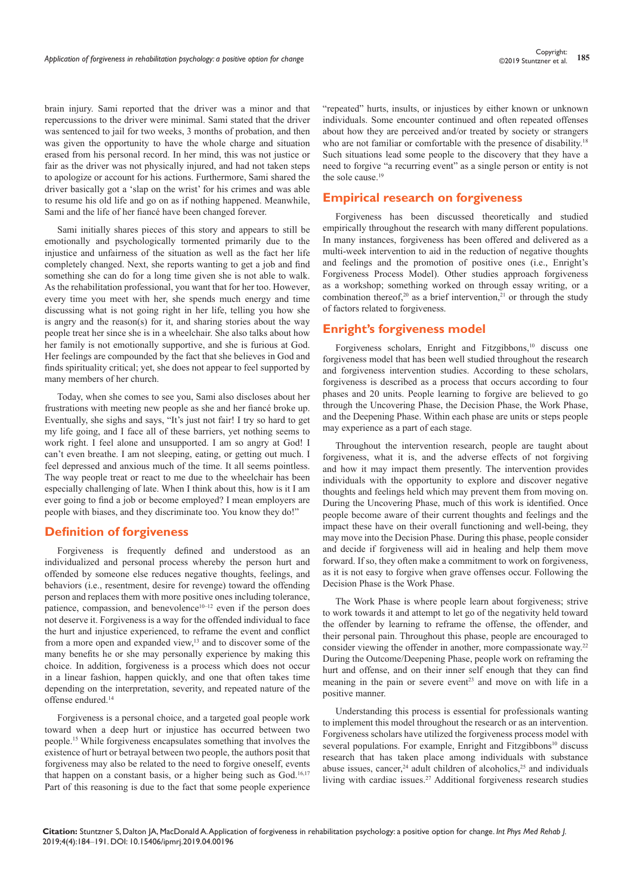brain injury. Sami reported that the driver was a minor and that repercussions to the driver were minimal. Sami stated that the driver was sentenced to jail for two weeks, 3 months of probation, and then was given the opportunity to have the whole charge and situation erased from his personal record. In her mind, this was not justice or fair as the driver was not physically injured, and had not taken steps to apologize or account for his actions. Furthermore, Sami shared the driver basically got a 'slap on the wrist' for his crimes and was able to resume his old life and go on as if nothing happened. Meanwhile, Sami and the life of her fiancé have been changed forever.

Sami initially shares pieces of this story and appears to still be emotionally and psychologically tormented primarily due to the injustice and unfairness of the situation as well as the fact her life completely changed. Next, she reports wanting to get a job and find something she can do for a long time given she is not able to walk. As the rehabilitation professional, you want that for her too. However, every time you meet with her, she spends much energy and time discussing what is not going right in her life, telling you how she is angry and the reason(s) for it, and sharing stories about the way people treat her since she is in a wheelchair. She also talks about how her family is not emotionally supportive, and she is furious at God. Her feelings are compounded by the fact that she believes in God and finds spirituality critical; yet, she does not appear to feel supported by many members of her church.

Today, when she comes to see you, Sami also discloses about her frustrations with meeting new people as she and her fiancé broke up. Eventually, she sighs and says, "It's just not fair! I try so hard to get my life going, and I face all of these barriers, yet nothing seems to work right. I feel alone and unsupported. I am so angry at God! I can't even breathe. I am not sleeping, eating, or getting out much. I feel depressed and anxious much of the time. It all seems pointless. The way people treat or react to me due to the wheelchair has been especially challenging of late. When I think about this, how is it I am ever going to find a job or become employed? I mean employers are people with biases, and they discriminate too. You know they do!"

## Definition of forgiveness

Forgiveness is frequently defined and understood as an individualized and personal process whereby the person hurt and offended by someone else reduces negative thoughts, feelings, and behaviors (i.e., resentment, desire for revenge) toward the offending person and replaces them with more positive ones including tolerance, patience, compassion, and benevolence[10–12] even if the person does not deserve it. Forgiveness is a way for the offended individual to face the hurt and injustice experienced, to reframe the event and conflict from a more open and expanded view,[13] and to discover some of the many benefits he or she may personally experience by making this choice. In addition, forgiveness is a process which does not occur in a linear fashion, happen quickly, and one that often takes time depending on the interpretation, severity, and repeated nature of the offense endured.[14]

Forgiveness is a personal choice, and a targeted goal people work toward when a deep hurt or injustice has occurred between two people.[15] While forgiveness encapsulates something that involves the existence of hurt or betrayal between two people, the authors posit that forgiveness may also be related to the need to forgive oneself, events that happen on a constant basis, or a higher being such as God.[16,17] Part of this reasoning is due to the fact that some people experience "repeated" hurts, insults, or injustices by either known or unknown individuals. Some encounter continued and often repeated offenses about how they are perceived and/or treated by society or strangers who are not familiar or comfortable with the presence of disability.[18] Such situations lead some people to the discovery that they have a need to forgive "a recurring event" as a single person or entity is not the sole cause.[19]

## Empirical research on forgiveness

Forgiveness has been discussed theoretically and studied empirically throughout the research with many different populations. In many instances, forgiveness has been offered and delivered as a multi-week intervention to aid in the reduction of negative thoughts and feelings and the promotion of positive ones (i.e., Enright's Forgiveness Process Model). Other studies approach forgiveness as a workshop; something worked on through essay writing, or a combination thereof,[20] as a brief intervention,[21] or through the study of factors related to forgiveness.

## Enright's forgiveness model

Forgiveness scholars, Enright and Fitzgibbons,[10] discuss one forgiveness model that has been well studied throughout the research and forgiveness intervention studies. According to these scholars, forgiveness is described as a process that occurs according to four phases and 20 units. People learning to forgive are believed to go through the Uncovering Phase, the Decision Phase, the Work Phase, and the Deepening Phase. Within each phase are units or steps people may experience as a part of each stage.

Throughout the intervention research, people are taught about forgiveness, what it is, and the adverse effects of not forgiving and how it may impact them presently. The intervention provides individuals with the opportunity to explore and discover negative thoughts and feelings held which may prevent them from moving on. During the Uncovering Phase, much of this work is identified. Once people become aware of their current thoughts and feelings and the impact these have on their overall functioning and well-being, they may move into the Decision Phase. During this phase, people consider and decide if forgiveness will aid in healing and help them move forward. If so, they often make a commitment to work on forgiveness, as it is not easy to forgive when grave offenses occur. Following the Decision Phase is the Work Phase.

The Work Phase is where people learn about forgiveness; strive to work towards it and attempt to let go of the negativity held toward the offender by learning to reframe the offense, the offender, and their personal pain. Throughout this phase, people are encouraged to consider viewing the offender in another, more compassionate way.[22] During the Outcome/Deepening Phase, people work on reframing the hurt and offense, and on their inner self enough that they can find meaning in the pain or severe event[23] and move on with life in a positive manner.

Understanding this process is essential for professionals wanting to implement this model throughout the research or as an intervention. Forgiveness scholars have utilized the forgiveness process model with several populations. For example, Enright and Fitzgibbons[10] discuss research that has taken place among individuals with substance abuse issues, cancer,[24] adult children of alcoholics,[25] and individuals living with cardiac issues.[27] Additional forgiveness research studies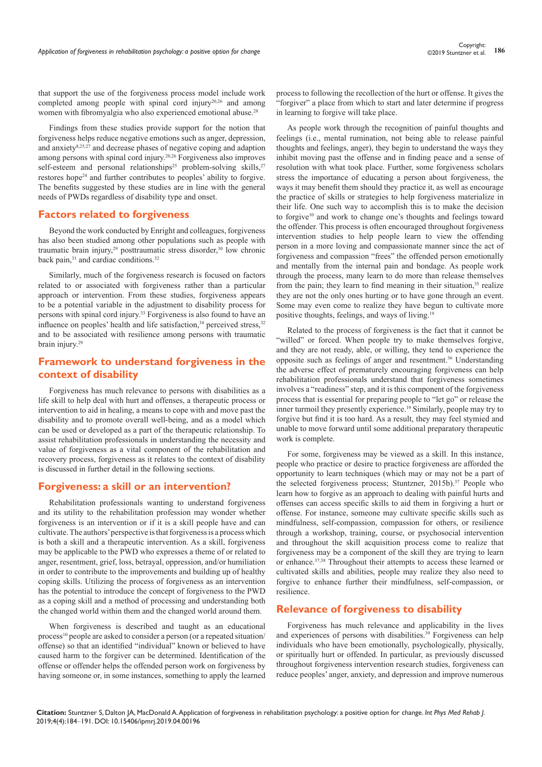that support the use of the forgiveness process model include work completed among people with spinal cord injury[20,26] and among women with fibromyalgia who also experienced emotional abuse.[28]

Findings from these studies provide support for the notion that forgiveness helps reduce negative emotions such as anger, depression, and anxiety[8,25,27] and decrease phases of negative coping and adaption among persons with spinal cord injury.[20,26] Forgiveness also improves self-esteem and personal relationships[25] problem-solving skills,[27] restores hope[24] and further contributes to peoples' ability to forgive. The benefits suggested by these studies are in line with the general needs of PWDs regardless of disability type and onset.

## Factors related to forgiveness

Beyond the work conducted by Enright and colleagues, forgiveness has also been studied among other populations such as people with traumatic brain injury,[29] posttraumatic stress disorder,[30] low chronic back pain,[31] and cardiac conditions.[32]

Similarly, much of the forgiveness research is focused on factors related to or associated with forgiveness rather than a particular approach or intervention. From these studies, forgiveness appears to be a potential variable in the adjustment to disability process for persons with spinal cord injury.[33] Forgiveness is also found to have an influence on peoples' health and life satisfaction,[34] perceived stress,[32] and to be associated with resilience among persons with traumatic brain injury.[29]

## Framework to understand forgiveness in the context of disability

Forgiveness has much relevance to persons with disabilities as a life skill to help deal with hurt and offenses, a therapeutic process or intervention to aid in healing, a means to cope with and move past the disability and to promote overall well-being, and as a model which can be used or developed as a part of the therapeutic relationship. To assist rehabilitation professionals in understanding the necessity and value of forgiveness as a vital component of the rehabilitation and recovery process, forgiveness as it relates to the context of disability is discussed in further detail in the following sections.

## Forgiveness: a skill or an intervention?

Rehabilitation professionals wanting to understand forgiveness and its utility to the rehabilitation profession may wonder whether forgiveness is an intervention or if it is a skill people have and can cultivate. The authors' perspective is that forgiveness is a process which is both a skill and a therapeutic intervention. As a skill, forgiveness may be applicable to the PWD who expresses a theme of or related to anger, resentment, grief, loss, betrayal, oppression, and/or humiliation in order to contribute to the improvements and building up of healthy coping skills. Utilizing the process of forgiveness as an intervention has the potential to introduce the concept of forgiveness to the PWD as a coping skill and a method of processing and understanding both the changed world within them and the changed world around them.

When forgiveness is described and taught as an educational process[10] people are asked to consider a person (or a repeated situation/offense) so that an identified "individual" known or believed to have caused harm to the forgiver can be determined. Identification of the offense or offender helps the offended person work on forgiveness by having someone or, in some instances, something to apply the learned process to following the recollection of the hurt or offense. It gives the "forgiver" a place from which to start and later determine if progress in learning to forgive will take place.

As people work through the recognition of painful thoughts and feelings (i.e., mental rumination, not being able to release painful thoughts and feelings, anger), they begin to understand the ways they inhibit moving past the offense and in finding peace and a sense of resolution with what took place. Further, some forgiveness scholars stress the importance of educating a person about forgiveness, the ways it may benefit them should they practice it, as well as encourage the practice of skills or strategies to help forgiveness materialize in their life. One such way to accomplish this is to make the decision to forgive[10] and work to change one's thoughts and feelings toward the offender. This process is often encouraged throughout forgiveness intervention studies to help people learn to view the offending person in a more loving and compassionate manner since the act of forgiveness and compassion "frees" the offended person emotionally and mentally from the internal pain and bondage. As people work through the process, many learn to do more than release themselves from the pain; they learn to find meaning in their situation,[35] realize they are not the only ones hurting or to have gone through an event. Some may even come to realize they have begun to cultivate more positive thoughts, feelings, and ways of living.[19]

Related to the process of forgiveness is the fact that it cannot be "willed" or forced. When people try to make themselves forgive, and they are not ready, able, or willing, they tend to experience the opposite such as feelings of anger and resentment.[36] Understanding the adverse effect of prematurely encouraging forgiveness can help rehabilitation professionals understand that forgiveness sometimes involves a "readiness" step, and it is this component of the forgiveness process that is essential for preparing people to "let go" or release the inner turmoil they presently experience.[19] Similarly, people may try to forgive but find it is too hard. As a result, they may feel stymied and unable to move forward until some additional preparatory therapeutic work is complete.

For some, forgiveness may be viewed as a skill. In this instance, people who practice or desire to practice forgiveness are afforded the opportunity to learn techniques (which may or may not be a part of the selected forgiveness process; Stuntzner, 2015b).[37] People who learn how to forgive as an approach to dealing with painful hurts and offenses can access specific skills to aid them in forgiving a hurt or offense. For instance, someone may cultivate specific skills such as mindfulness, self-compassion, compassion for others, or resilience through a workshop, training, course, or psychosocial intervention and throughout the skill acquisition process come to realize that forgiveness may be a component of the skill they are trying to learn or enhance.[37,38] Throughout their attempts to access these learned or cultivated skills and abilities, people may realize they also need to forgive to enhance further their mindfulness, self-compassion, or resilience.

## Relevance of forgiveness to disability

Forgiveness has much relevance and applicability in the lives and experiences of persons with disabilities.[39] Forgiveness can help individuals who have been emotionally, psychologically, physically, or spiritually hurt or offended. In particular, as previously discussed throughout forgiveness intervention research studies, forgiveness can reduce peoples' anger, anxiety, and depression and improve numerous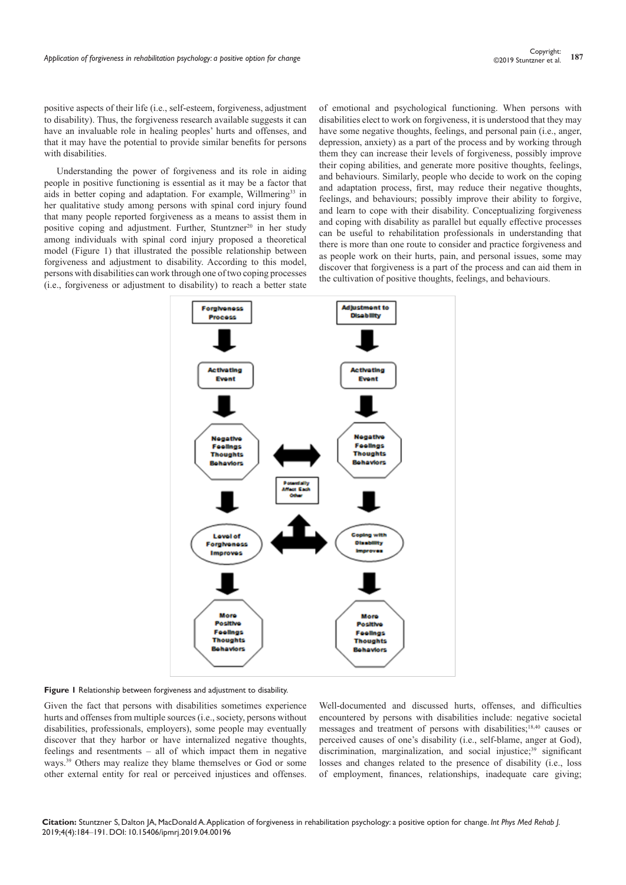positive aspects of their life (i.e., self-esteem, forgiveness, adjustment to disability). Thus, the forgiveness research available suggests it can have an invaluable role in healing peoples' hurts and offenses, and that it may have the potential to provide similar benefits for persons with disabilities.

Understanding the power of forgiveness and its role in aiding people in positive functioning is essential as it may be a factor that aids in better coping and adaptation. For example, Willmering[33] in her qualitative study among persons with spinal cord injury found that many people reported forgiveness as a means to assist them in positive coping and adjustment. Further, Stuntzner[20] in her study among individuals with spinal cord injury proposed a theoretical model (Figure 1) that illustrated the possible relationship between forgiveness and adjustment to disability. According to this model, persons with disabilities can work through one of two coping processes (i.e., forgiveness or adjustment to disability) to reach a better state of emotional and psychological functioning. When persons with disabilities elect to work on forgiveness, it is understood that they may have some negative thoughts, feelings, and personal pain (i.e., anger, depression, anxiety) as a part of the process and by working through them they can increase their levels of forgiveness, possibly improve their coping abilities, and generate more positive thoughts, feelings, and behaviours. Similarly, people who decide to work on the coping and adaptation process, first, may reduce their negative thoughts, feelings, and behaviours; possibly improve their ability to forgive, and learn to cope with their disability. Conceptualizing forgiveness and coping with disability as parallel but equally effective processes can be useful to rehabilitation professionals in understanding that there is more than one route to consider and practice forgiveness and as people work on their hurts, pain, and personal issues, some may discover that forgiveness is a part of the process and can aid them in the cultivation of positive thoughts, feelings, and behaviours.

**Figure 1** Relationship between forgiveness and adjustment to disability.

Given the fact that persons with disabilities sometimes experience hurts and offenses from multiple sources (i.e., society, persons without disabilities, professionals, employers), some people may eventually discover that they harbor or have internalized negative thoughts, feelings and resentments – all of which impact them in negative ways.[39] Others may realize they blame themselves or God or some other external entity for real or perceived injustices and offenses. Well-documented and discussed hurts, offenses, and difficulties encountered by persons with disabilities include: negative societal messages and treatment of persons with disabilities;[18,40] causes or perceived causes of one's disability (i.e., self-blame, anger at God), discrimination, marginalization, and social injustice;[39] significant losses and changes related to the presence of disability (i.e., loss of employment, finances, relationships, inadequate care giving;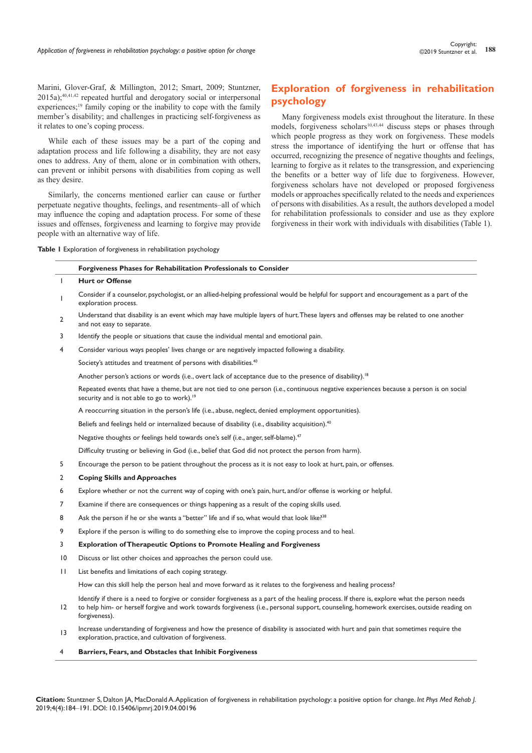Marini, Glover-Graf, & Millington, 2012; Smart, 2009; Stuntzner, 2015a);[40,41,42] repeated hurtful and derogatory social or interpersonal experiences;[19] family coping or the inability to cope with the family member's disability; and challenges in practicing self-forgiveness as it relates to one's coping process.

While each of these issues may be a part of the coping and adaptation process and life following a disability, they are not easy ones to address. Any of them, alone or in combination with others, can prevent or inhibit persons with disabilities from coping as well as they desire.

Similarly, the concerns mentioned earlier can cause or further perpetuate negative thoughts, feelings, and resentments–all of which may influence the coping and adaptation process. For some of these issues and offenses, forgiveness and learning to forgive may provide people with an alternative way of life.

## Exploration of forgiveness in rehabilitation psychology

Many forgiveness models exist throughout the literature. In these models, forgiveness scholars[10,43,44] discuss steps or phases through which people progress as they work on forgiveness. These models stress the importance of identifying the hurt or offense that has occurred, recognizing the presence of negative thoughts and feelings, learning to forgive as it relates to the transgression, and experiencing the benefits or a better way of life due to forgiveness. However, forgiveness scholars have not developed or proposed forgiveness models or approaches specifically related to the needs and experiences of persons with disabilities. As a result, the authors developed a model for rehabilitation professionals to consider and use as they explore forgiveness in their work with individuals with disabilities (Table 1).

**Table 1** Exploration of forgiveness in rehabilitation psychology

| | **Forgiveness Phases for Rehabilitation Professionals to Consider** |
|---|---|
| 1 | **Hurt or Offense** |
| 1 | Consider if a counselor, psychologist, or an allied-helping professional would be helpful for support and encouragement as a part of the exploration process. |
| 2 | Understand that disability is an event which may have multiple layers of hurt. These layers and offenses may be related to one another and not easy to separate. |
| 3 | Identify the people or situations that cause the individual mental and emotional pain. |
| 4 | Consider various ways peoples' lives change or are negatively impacted following a disability. |
| | Society's attitudes and treatment of persons with disabilities.[40] |
| | Another person's actions or words (i.e., overt lack of acceptance due to the presence of disability).[18] |
| | Repeated events that have a theme, but are not tied to one person (i.e., continuous negative experiences because a person is on social security and is not able to go to work).[19] |
| | A reoccurring situation in the person's life (i.e., abuse, neglect, denied employment opportunities). |
| | Beliefs and feelings held or internalized because of disability (i.e., disability acquisition).[40] |
| | Negative thoughts or feelings held towards one's self (i.e., anger, self-blame).[47] |
| | Difficulty trusting or believing in God (i.e., belief that God did not protect the person from harm). |
| 5 | Encourage the person to be patient throughout the process as it is not easy to look at hurt, pain, or offenses. |
| 2 | **Coping Skills and Approaches** |
| 6 | Explore whether or not the current way of coping with one's pain, hurt, and/or offense is working or helpful. |
| 7 | Examine if there are consequences or things happening as a result of the coping skills used. |
| 8 | Ask the person if he or she wants a "better" life and if so, what would that look like?[38] |
| 9 | Explore if the person is willing to do something else to improve the coping process and to heal. |
| 3 | **Exploration of Therapeutic Options to Promote Healing and Forgiveness** |
| 10 | Discuss or list other choices and approaches the person could use. |
| 11 | List benefits and limitations of each coping strategy. |
| | How can this skill help the person heal and move forward as it relates to the forgiveness and healing process? |
| 12 | Identify if there is a need to forgive or consider forgiveness as a part of the healing process. If there is, explore what the person needs to help him- or herself forgive and work towards forgiveness (i.e., personal support, counseling, homework exercises, outside reading on forgiveness). |
| 13 | Increase understanding of forgiveness and how the presence of disability is associated with hurt and pain that sometimes require the exploration, practice, and cultivation of forgiveness. |
| 4 | **Barriers, Fears, and Obstacles that Inhibit Forgiveness** |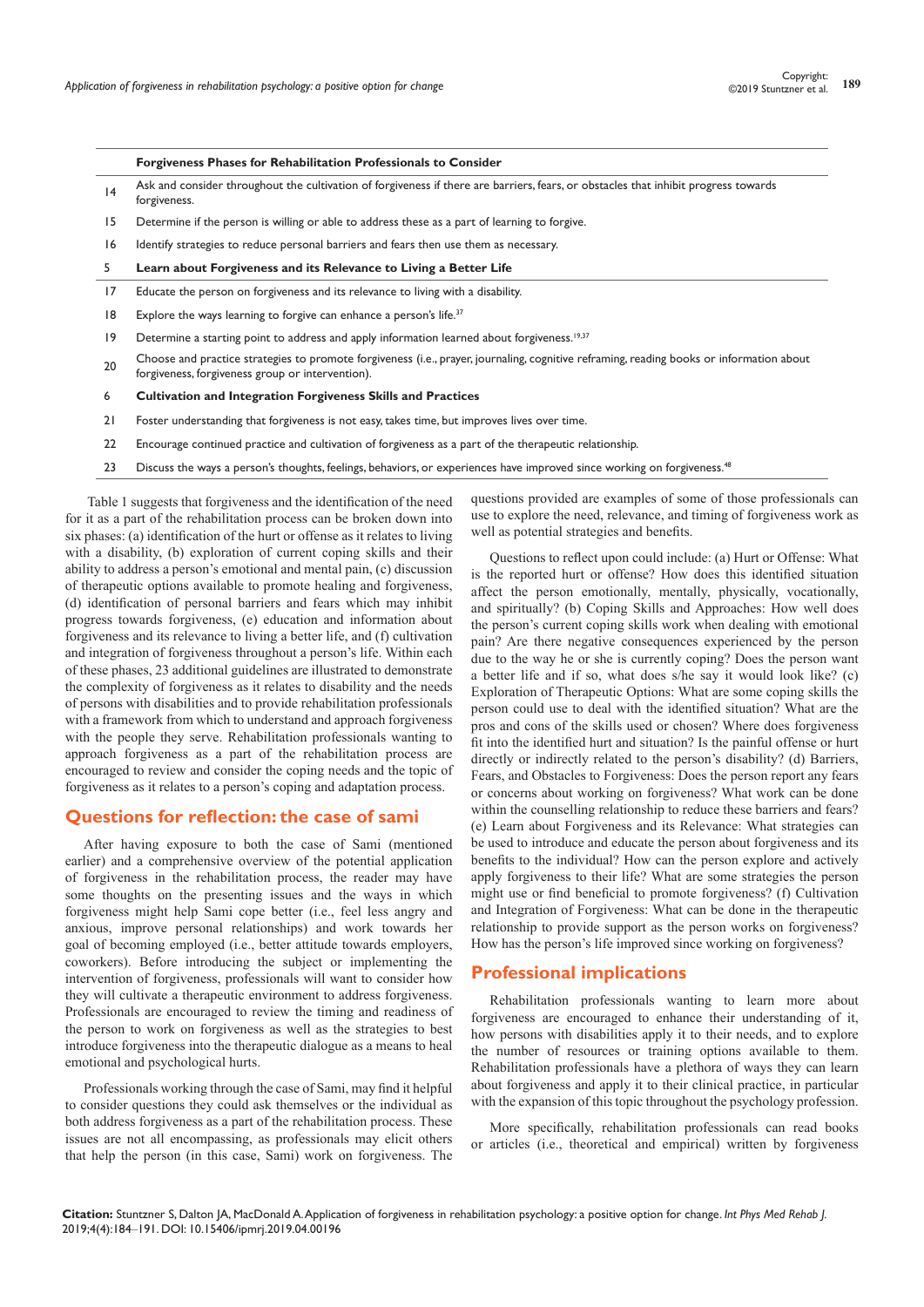| | Forgiveness Phases for Rehabilitation Professionals to Consider |
|---|---|
| 14 | Ask and consider throughout the cultivation of forgiveness if there are barriers, fears, or obstacles that inhibit progress towards forgiveness. |
| 15 | Determine if the person is willing or able to address these as a part of learning to forgive. |
| 16 | Identify strategies to reduce personal barriers and fears then use them as necessary. |
| **5** | **Learn about Forgiveness and its Relevance to Living a Better Life** |
| 17 | Educate the person on forgiveness and its relevance to living with a disability. |
| 18 | Explore the ways learning to forgive can enhance a person's life.[37] |
| 19 | Determine a starting point to address and apply information learned about forgiveness.[19,37] |
| 20 | Choose and practice strategies to promote forgiveness (i.e., prayer, journaling, cognitive reframing, reading books or information about forgiveness, forgiveness group or intervention). |
| **6** | **Cultivation and Integration Forgiveness Skills and Practices** |
| 21 | Foster understanding that forgiveness is not easy, takes time, but improves lives over time. |
| 22 | Encourage continued practice and cultivation of forgiveness as a part of the therapeutic relationship. |
| 23 | Discuss the ways a person's thoughts, feelings, behaviors, or experiences have improved since working on forgiveness.[48] |

Table 1 suggests that forgiveness and the identification of the need for it as a part of the rehabilitation process can be broken down into six phases: (a) identification of the hurt or offense as it relates to living with a disability, (b) exploration of current coping skills and their ability to address a person's emotional and mental pain, (c) discussion of therapeutic options available to promote healing and forgiveness, (d) identification of personal barriers and fears which may inhibit progress towards forgiveness, (e) education and information about forgiveness and its relevance to living a better life, and (f) cultivation and integration of forgiveness throughout a person's life. Within each of these phases, 23 additional guidelines are illustrated to demonstrate the complexity of forgiveness as it relates to disability and the needs of persons with disabilities and to provide rehabilitation professionals with a framework from which to understand and approach forgiveness with the people they serve. Rehabilitation professionals wanting to approach forgiveness as a part of the rehabilitation process are encouraged to review and consider the coping needs and the topic of forgiveness as it relates to a person's coping and adaptation process.

## Questions for reflection: the case of sami

After having exposure to both the case of Sami (mentioned earlier) and a comprehensive overview of the potential application of forgiveness in the rehabilitation process, the reader may have some thoughts on the presenting issues and the ways in which forgiveness might help Sami cope better (i.e., feel less angry and anxious, improve personal relationships) and work towards her goal of becoming employed (i.e., better attitude towards employers, coworkers). Before introducing the subject or implementing the intervention of forgiveness, professionals will want to consider how they will cultivate a therapeutic environment to address forgiveness. Professionals are encouraged to review the timing and readiness of the person to work on forgiveness as well as the strategies to best introduce forgiveness into the therapeutic dialogue as a means to heal emotional and psychological hurts.

Professionals working through the case of Sami, may find it helpful to consider questions they could ask themselves or the individual as both address forgiveness as a part of the rehabilitation process. These issues are not all encompassing, as professionals may elicit others that help the person (in this case, Sami) work on forgiveness. The questions provided are examples of some of those professionals can use to explore the need, relevance, and timing of forgiveness work as well as potential strategies and benefits.

Questions to reflect upon could include: (a) Hurt or Offense: What is the reported hurt or offense? How does this identified situation affect the person emotionally, mentally, physically, vocationally, and spiritually? (b) Coping Skills and Approaches: How well does the person's current coping skills work when dealing with emotional pain? Are there negative consequences experienced by the person due to the way he or she is currently coping? Does the person want a better life and if so, what does s/he say it would look like? (c) Exploration of Therapeutic Options: What are some coping skills the person could use to deal with the identified situation? What are the pros and cons of the skills used or chosen? Where does forgiveness fit into the identified hurt and situation? Is the painful offense or hurt directly or indirectly related to the person's disability? (d) Barriers, Fears, and Obstacles to Forgiveness: Does the person report any fears or concerns about working on forgiveness? What work can be done within the counselling relationship to reduce these barriers and fears? (e) Learn about Forgiveness and its Relevance: What strategies can be used to introduce and educate the person about forgiveness and its benefits to the individual? How can the person explore and actively apply forgiveness to their life? What are some strategies the person might use or find beneficial to promote forgiveness? (f) Cultivation and Integration of Forgiveness: What can be done in the therapeutic relationship to provide support as the person works on forgiveness? How has the person's life improved since working on forgiveness?

## Professional implications

Rehabilitation professionals wanting to learn more about forgiveness are encouraged to enhance their understanding of it, how persons with disabilities apply it to their needs, and to explore the number of resources or training options available to them. Rehabilitation professionals have a plethora of ways they can learn about forgiveness and apply it to their clinical practice, in particular with the expansion of this topic throughout the psychology profession.

More specifically, rehabilitation professionals can read books or articles (i.e., theoretical and empirical) written by forgiveness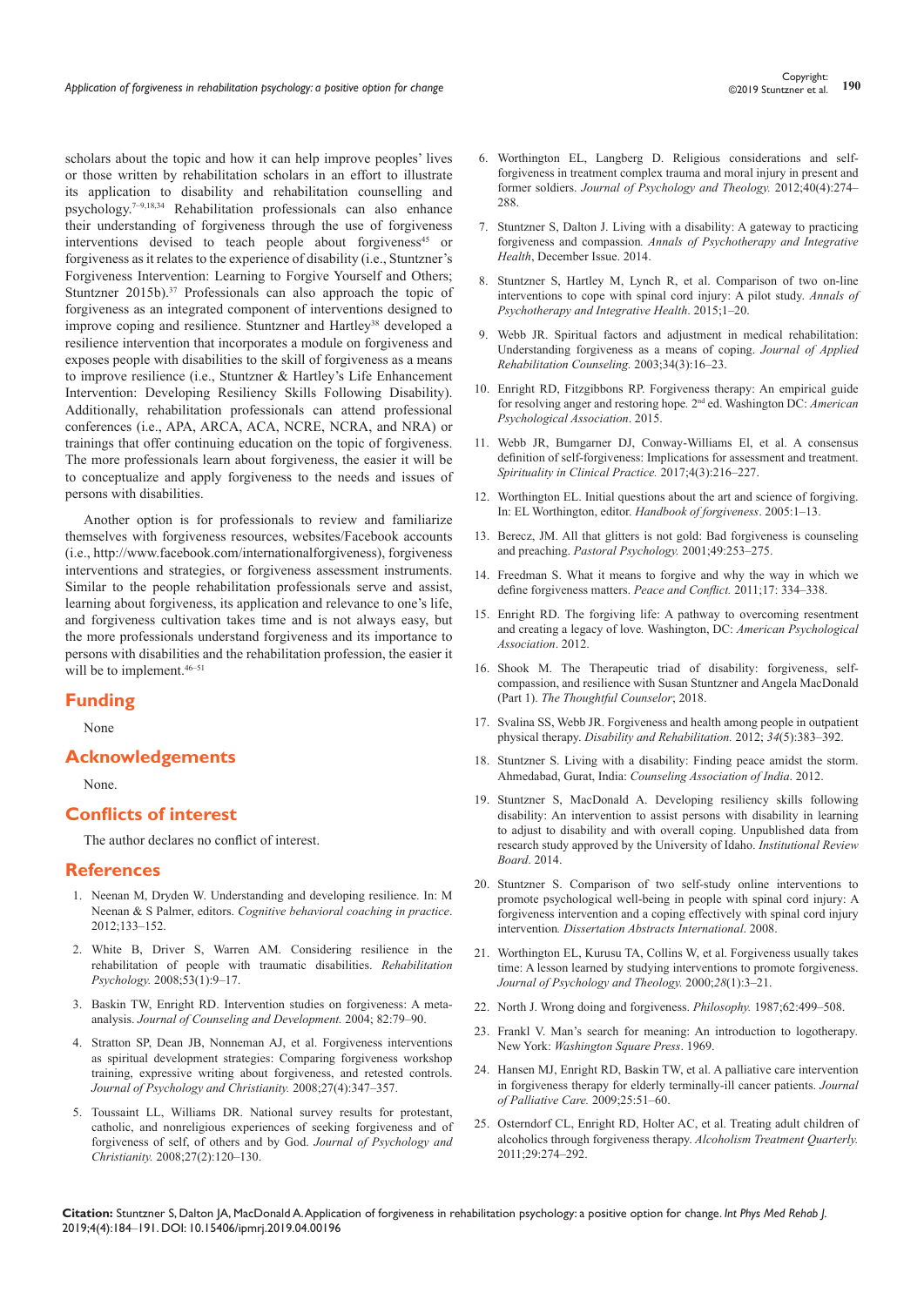scholars about the topic and how it can help improve peoples' lives or those written by rehabilitation scholars in an effort to illustrate its application to disability and rehabilitation counselling and psychology.[7–9,18,34] Rehabilitation professionals can also enhance their understanding of forgiveness through the use of forgiveness interventions devised to teach people about forgiveness[45] or forgiveness as it relates to the experience of disability (i.e., Stuntzner's Forgiveness Intervention: Learning to Forgive Yourself and Others; Stuntzner 2015b).[37] Professionals can also approach the topic of forgiveness as an integrated component of interventions designed to improve coping and resilience. Stuntzner and Hartley[38] developed a resilience intervention that incorporates a module on forgiveness and exposes people with disabilities to the skill of forgiveness as a means to improve resilience (i.e., Stuntzner & Hartley's Life Enhancement Intervention: Developing Resiliency Skills Following Disability). Additionally, rehabilitation professionals can attend professional conferences (i.e., APA, ARCA, ACA, NCRE, NCRA, and NRA) or trainings that offer continuing education on the topic of forgiveness. The more professionals learn about forgiveness, the easier it will be to conceptualize and apply forgiveness to the needs and issues of persons with disabilities.

Another option is for professionals to review and familiarize themselves with forgiveness resources, websites/Facebook accounts (i.e., http://www.facebook.com/internationalforgiveness), forgiveness interventions and strategies, or forgiveness assessment instruments. Similar to the people rehabilitation professionals serve and assist, learning about forgiveness, its application and relevance to one's life, and forgiveness cultivation takes time and is not always easy, but the more professionals understand forgiveness and its importance to persons with disabilities and the rehabilitation profession, the easier it will be to implement.[46–51]

## Funding

None

## Acknowledgements

None.

## Conflicts of interest

The author declares no conflict of interest.

## References

1. Neenan M, Dryden W. Understanding and developing resilience. In: M Neenan & S Palmer, editors. *Cognitive behavioral coaching in practice*. 2012;133–152.
2. White B, Driver S, Warren AM. Considering resilience in the rehabilitation of people with traumatic disabilities. *Rehabilitation Psychology.* 2008;53(1):9–17.
3. Baskin TW, Enright RD. Intervention studies on forgiveness: A meta-analysis. *Journal of Counseling and Development.* 2004; 82:79–90.
4. Stratton SP, Dean JB, Nonneman AJ, et al. Forgiveness interventions as spiritual development strategies: Comparing forgiveness workshop training, expressive writing about forgiveness, and retested controls. *Journal of Psychology and Christianity.* 2008;27(4):347–357.
5. Toussaint LL, Williams DR. National survey results for protestant, catholic, and nonreligious experiences of seeking forgiveness and of forgiveness of self, of others and by God. *Journal of Psychology and Christianity.* 2008;27(2):120–130.
6. Worthington EL, Langberg D. Religious considerations and self-forgiveness in treatment complex trauma and moral injury in present and former soldiers. *Journal of Psychology and Theology.* 2012;40(4):274–288.
7. Stuntzner S, Dalton J. Living with a disability: A gateway to practicing forgiveness and compassion. *Annals of Psychotherapy and Integrative Health*, December Issue. 2014.
8. Stuntzner S, Hartley M, Lynch R, et al. Comparison of two on-line interventions to cope with spinal cord injury: A pilot study. *Annals of Psychotherapy and Integrative Health*. 2015;1–20.
9. Webb JR. Spiritual factors and adjustment in medical rehabilitation: Understanding forgiveness as a means of coping. *Journal of Applied Rehabilitation Counseling.* 2003;34(3):16–23.
10. Enright RD, Fitzgibbons RP. Forgiveness therapy: An empirical guide for resolving anger and restoring hope. 2nd ed. Washington DC: *American Psychological Association*. 2015.
11. Webb JR, Bumgarner DJ, Conway-Williams El, et al. A consensus definition of self-forgiveness: Implications for assessment and treatment. *Spirituality in Clinical Practice.* 2017;4(3):216–227.
12. Worthington EL. Initial questions about the art and science of forgiving. In: EL Worthington, editor. *Handbook of forgiveness*. 2005:1–13.
13. Berecz, JM. All that glitters is not gold: Bad forgiveness is counseling and preaching. *Pastoral Psychology.* 2001;49:253–275.
14. Freedman S. What it means to forgive and why the way in which we define forgiveness matters. *Peace and Conflict.* 2011;17: 334–338.
15. Enright RD. The forgiving life: A pathway to overcoming resentment and creating a legacy of love. Washington, DC: *American Psychological Association*. 2012.
16. Shook M. The Therapeutic triad of disability: forgiveness, self-compassion, and resilience with Susan Stuntzner and Angela MacDonald (Part 1). *The Thoughtful Counselor*; 2018.
17. Svalina SS, Webb JR. Forgiveness and health among people in outpatient physical therapy. *Disability and Rehabilitation.* 2012; *34*(5):383–392.
18. Stuntzner S. Living with a disability: Finding peace amidst the storm. Ahmedabad, Gurat, India: *Counseling Association of India*. 2012.
19. Stuntzner S, MacDonald A. Developing resiliency skills following disability: An intervention to assist persons with disability in learning to adjust to disability and with overall coping. Unpublished data from research study approved by the University of Idaho. *Institutional Review Board*. 2014.
20. Stuntzner S. Comparison of two self-study online interventions to promote psychological well-being in people with spinal cord injury: A forgiveness intervention and a coping effectively with spinal cord injury intervention. *Dissertation Abstracts International*. 2008.
21. Worthington EL, Kurusu TA, Collins W, et al. Forgiveness usually takes time: A lesson learned by studying interventions to promote forgiveness. *Journal of Psychology and Theology.* 2000;*28*(1):3–21.
22. North J. Wrong doing and forgiveness. *Philosophy.* 1987;62:499–508.
23. Frankl V. Man's search for meaning: An introduction to logotherapy. New York: *Washington Square Press*. 1969.
24. Hansen MJ, Enright RD, Baskin TW, et al. A palliative care intervention in forgiveness therapy for elderly terminally-ill cancer patients. *Journal of Palliative Care.* 2009;25:51–60.
25. Osterndorf CL, Enright RD, Holter AC, et al. Treating adult children of alcoholics through forgiveness therapy. *Alcoholism Treatment Quarterly.* 2011;29:274–292.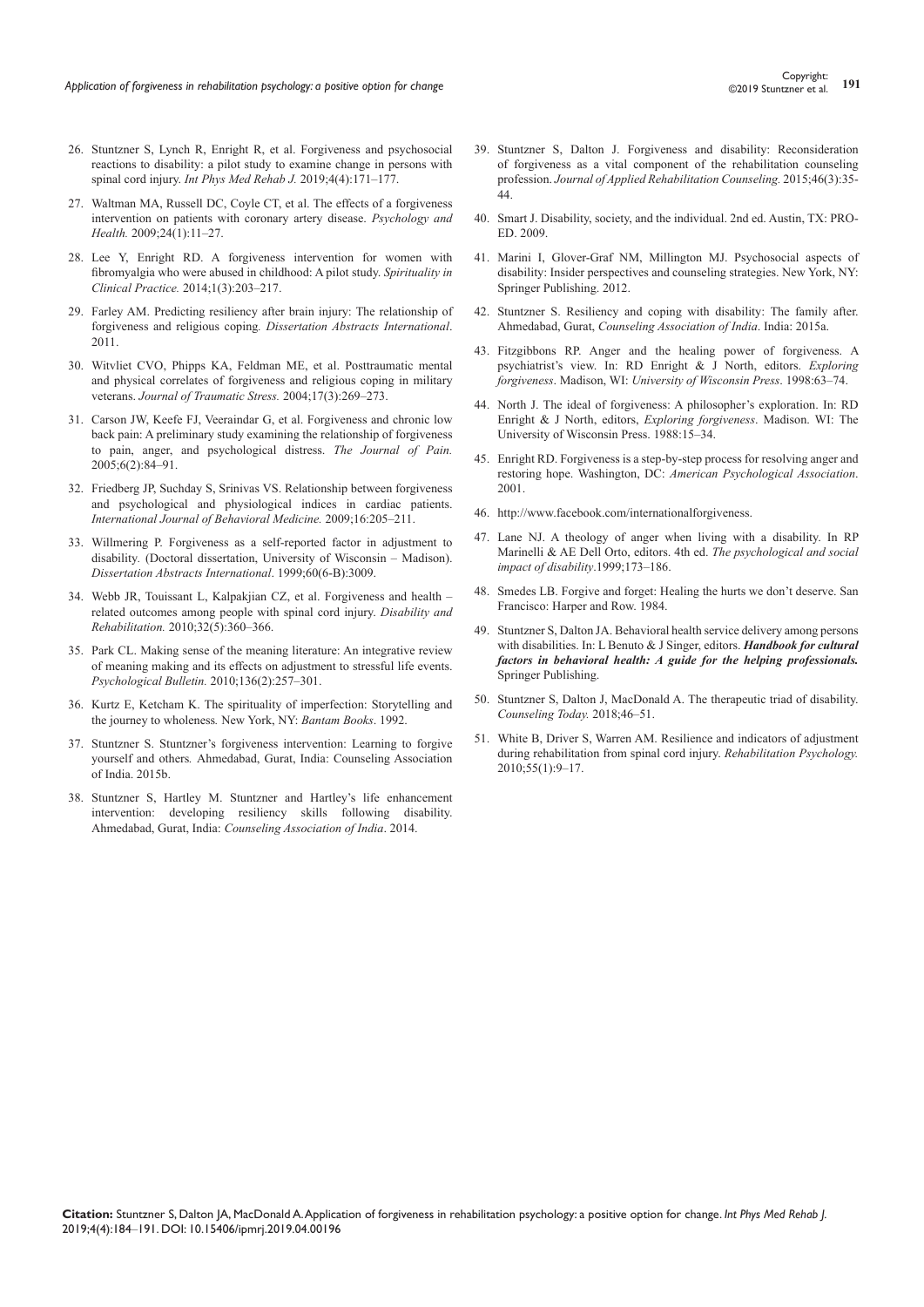26. Stuntzner S, Lynch R, Enright R, et al. Forgiveness and psychosocial reactions to disability: a pilot study to examine change in persons with spinal cord injury. *Int Phys Med Rehab J.* 2019;4(4):171–177.
27. Waltman MA, Russell DC, Coyle CT, et al. The effects of a forgiveness intervention on patients with coronary artery disease. *Psychology and Health.* 2009;24(1):11–27.
28. Lee Y, Enright RD. A forgiveness intervention for women with fibromyalgia who were abused in childhood: A pilot study. *Spirituality in Clinical Practice.* 2014;1(3):203–217.
29. Farley AM. Predicting resiliency after brain injury: The relationship of forgiveness and religious coping. *Dissertation Abstracts International*. 2011.
30. Witvliet CVO, Phipps KA, Feldman ME, et al. Posttraumatic mental and physical correlates of forgiveness and religious coping in military veterans. *Journal of Traumatic Stress.* 2004;17(3):269–273.
31. Carson JW, Keefe FJ, Veeraindar G, et al. Forgiveness and chronic low back pain: A preliminary study examining the relationship of forgiveness to pain, anger, and psychological distress. *The Journal of Pain.* 2005;6(2):84–91.
32. Friedberg JP, Suchday S, Srinivas VS. Relationship between forgiveness and psychological and physiological indices in cardiac patients. *International Journal of Behavioral Medicine.* 2009;16:205–211.
33. Willmering P. Forgiveness as a self-reported factor in adjustment to disability. (Doctoral dissertation, University of Wisconsin – Madison). *Dissertation Abstracts International*. 1999;60(6-B):3009.
34. Webb JR, Touissant L, Kalpakjian CZ, et al. Forgiveness and health – related outcomes among people with spinal cord injury. *Disability and Rehabilitation.* 2010;32(5):360–366.
35. Park CL. Making sense of the meaning literature: An integrative review of meaning making and its effects on adjustment to stressful life events. *Psychological Bulletin.* 2010;136(2):257–301.
36. Kurtz E, Ketcham K. The spirituality of imperfection: Storytelling and the journey to wholeness*.* New York, NY: *Bantam Books*. 1992.
37. Stuntzner S. Stuntzner's forgiveness intervention: Learning to forgive yourself and others*.* Ahmedabad, Gurat, India: Counseling Association of India. 2015b.
38. Stuntzner S, Hartley M. Stuntzner and Hartley's life enhancement intervention: developing resiliency skills following disability. Ahmedabad, Gurat, India: *Counseling Association of India*. 2014.
39. Stuntzner S, Dalton J. Forgiveness and disability: Reconsideration of forgiveness as a vital component of the rehabilitation counseling profession. *Journal of Applied Rehabilitation Counseling.* 2015;46(3):35-44.
40. Smart J. Disability, society, and the individual. 2nd ed. Austin, TX: PRO-ED. 2009.
41. Marini I, Glover-Graf NM, Millington MJ. Psychosocial aspects of disability: Insider perspectives and counseling strategies. New York, NY: Springer Publishing. 2012.
42. Stuntzner S. Resiliency and coping with disability: The family after. Ahmedabad, Gurat, *Counseling Association of India*. India: 2015a.
43. Fitzgibbons RP. Anger and the healing power of forgiveness. A psychiatrist's view. In: RD Enright & J North, editors. *Exploring forgiveness*. Madison, WI: *University of Wisconsin Press*. 1998:63–74.
44. North J. The ideal of forgiveness: A philosopher's exploration. In: RD Enright & J North, editors, *Exploring forgiveness*. Madison. WI: The University of Wisconsin Press. 1988:15–34.
45. Enright RD. Forgiveness is a step-by-step process for resolving anger and restoring hope. Washington, DC: *American Psychological Association*. 2001.
46. http://www.facebook.com/internationalforgiveness.
47. Lane NJ. A theology of anger when living with a disability. In RP Marinelli & AE Dell Orto, editors. 4th ed. *The psychological and social impact of disability*.1999;173–186.
48. Smedes LB. Forgive and forget: Healing the hurts we don't deserve. San Francisco: Harper and Row. 1984.
49. Stuntzner S, Dalton JA. Behavioral health service delivery among persons with disabilities. In: L Benuto & J Singer, editors. ***Handbook for cultural factors in behavioral health: A guide for the helping professionals.*** Springer Publishing.
50. Stuntzner S, Dalton J, MacDonald A. The therapeutic triad of disability. *Counseling Today.* 2018;46–51.
51. White B, Driver S, Warren AM. Resilience and indicators of adjustment during rehabilitation from spinal cord injury. *Rehabilitation Psychology.* 2010;55(1):9–17.